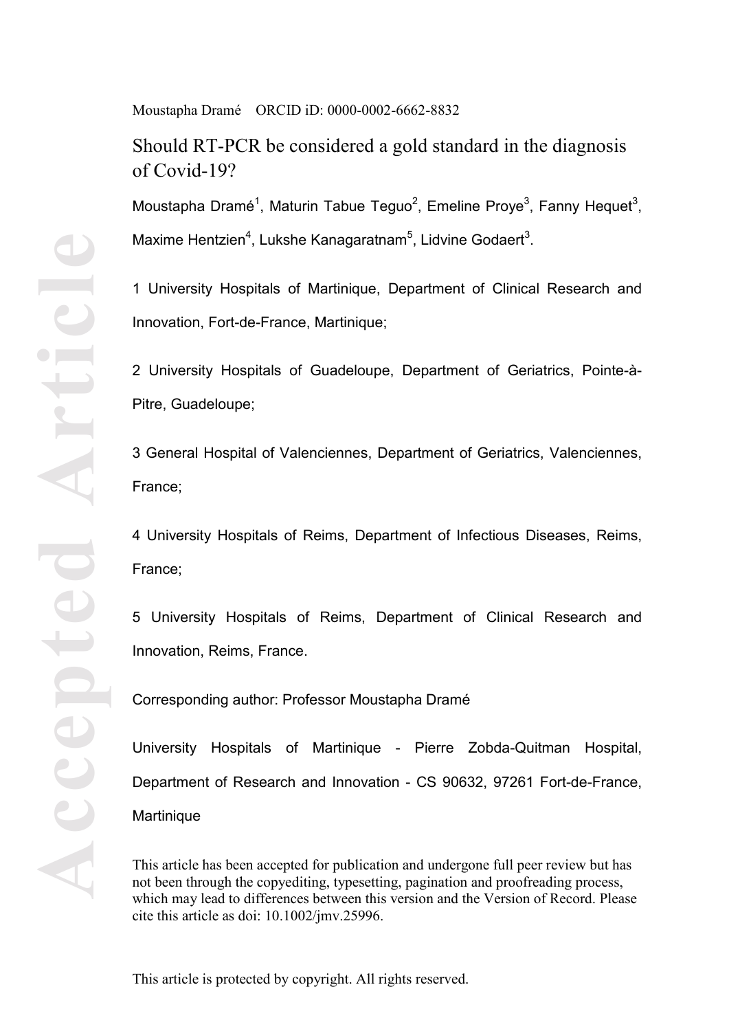Moustapha Dramé ORCID iD: 0000-0002-6662-8832

# Should RT-PCR be considered a gold standard in the diagnosis of Covid-19?

Moustapha Dramé[1], Maturin Tabue Teguo[2], Emeline Proye[3], Fanny Hequet[3], Maxime Hentzien[4], Lukshe Kanagaratnam[5], Lidvine Godaert[3].

1 University Hospitals of Martinique, Department of Clinical Research and Innovation, Fort-de-France, Martinique;

2 University Hospitals of Guadeloupe, Department of Geriatrics, Pointe-à-Pitre, Guadeloupe;

3 General Hospital of Valenciennes, Department of Geriatrics, Valenciennes, France;

4 University Hospitals of Reims, Department of Infectious Diseases, Reims, France;

5 University Hospitals of Reims, Department of Clinical Research and Innovation, Reims, France.

Corresponding author: Professor Moustapha Dramé

University Hospitals of Martinique - Pierre Zobda-Quitman Hospital, Department of Research and Innovation - CS 90632, 97261 Fort-de-France, Martinique

This article has been accepted for publication and undergone full peer review but has not been through the copyediting, typesetting, pagination and proofreading process, which may lead to differences between this version and the Version of Record. Please cite this article as doi: 10.1002/jmv.25996.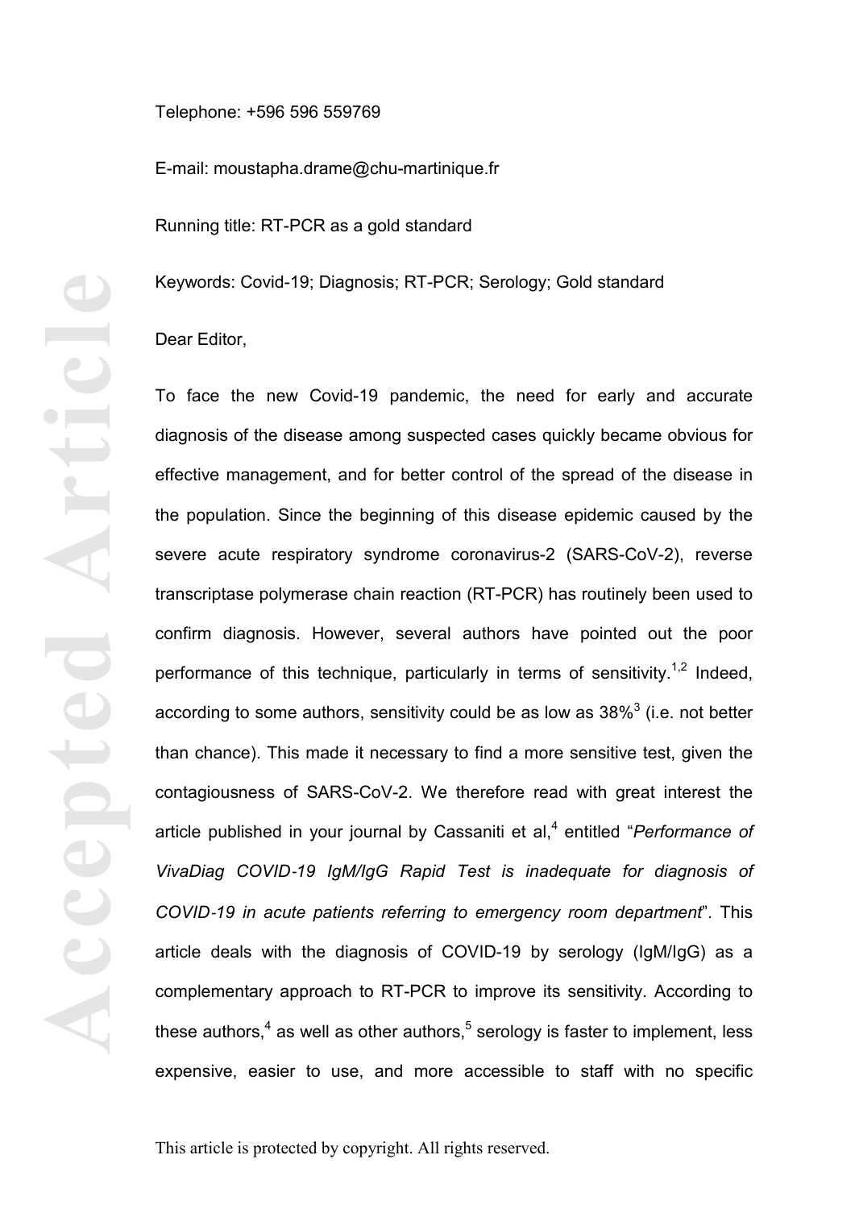Telephone: +596 596 559769

E-mail: moustapha.drame@chu-martinique.fr

Running title: RT-PCR as a gold standard

Keywords: Covid-19; Diagnosis; RT-PCR; Serology; Gold standard

Dear Editor,

To face the new Covid-19 pandemic, the need for early and accurate diagnosis of the disease among suspected cases quickly became obvious for effective management, and for better control of the spread of the disease in the population. Since the beginning of this disease epidemic caused by the severe acute respiratory syndrome coronavirus-2 (SARS-CoV-2), reverse transcriptase polymerase chain reaction (RT-PCR) has routinely been used to confirm diagnosis. However, several authors have pointed out the poor performance of this technique, particularly in terms of sensitivity.[1,2] Indeed, according to some authors, sensitivity could be as low as 38%[3] (i.e. not better than chance). This made it necessary to find a more sensitive test, given the contagiousness of SARS-CoV-2. We therefore read with great interest the article published in your journal by Cassaniti et al,[4] entitled "*Performance of VivaDiag COVID-19 IgM/IgG Rapid Test is inadequate for diagnosis of COVID-19 in acute patients referring to emergency room department*". This article deals with the diagnosis of COVID-19 by serology (IgM/IgG) as a complementary approach to RT-PCR to improve its sensitivity. According to these authors,[4] as well as other authors,[5] serology is faster to implement, less expensive, easier to use, and more accessible to staff with no specific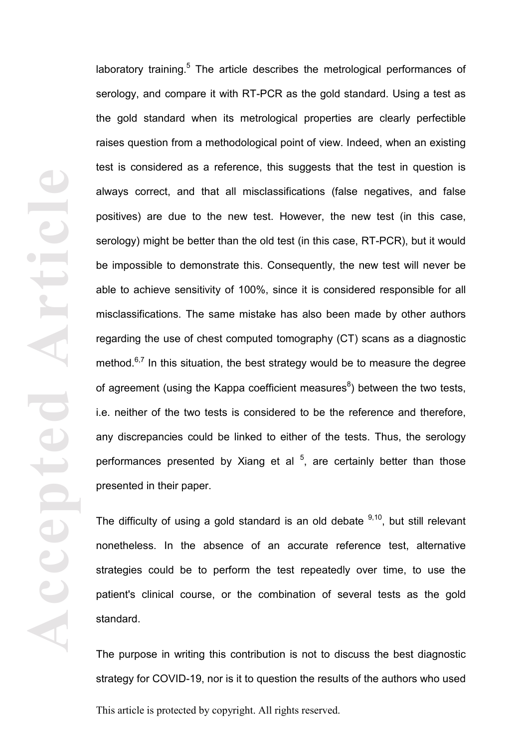laboratory training.[5] The article describes the metrological performances of serology, and compare it with RT-PCR as the gold standard. Using a test as the gold standard when its metrological properties are clearly perfectible raises question from a methodological point of view. Indeed, when an existing test is considered as a reference, this suggests that the test in question is always correct, and that all misclassifications (false negatives, and false positives) are due to the new test. However, the new test (in this case, serology) might be better than the old test (in this case, RT-PCR), but it would be impossible to demonstrate this. Consequently, the new test will never be able to achieve sensitivity of 100%, since it is considered responsible for all misclassifications. The same mistake has also been made by other authors regarding the use of chest computed tomography (CT) scans as a diagnostic method.[6,7] In this situation, the best strategy would be to measure the degree of agreement (using the Kappa coefficient measures[8]) between the two tests, i.e. neither of the two tests is considered to be the reference and therefore, any discrepancies could be linked to either of the tests. Thus, the serology performances presented by Xiang et al [5], are certainly better than those presented in their paper.

The difficulty of using a gold standard is an old debate [9,10], but still relevant nonetheless. In the absence of an accurate reference test, alternative strategies could be to perform the test repeatedly over time, to use the patient's clinical course, or the combination of several tests as the gold standard.

The purpose in writing this contribution is not to discuss the best diagnostic strategy for COVID-19, nor is it to question the results of the authors who used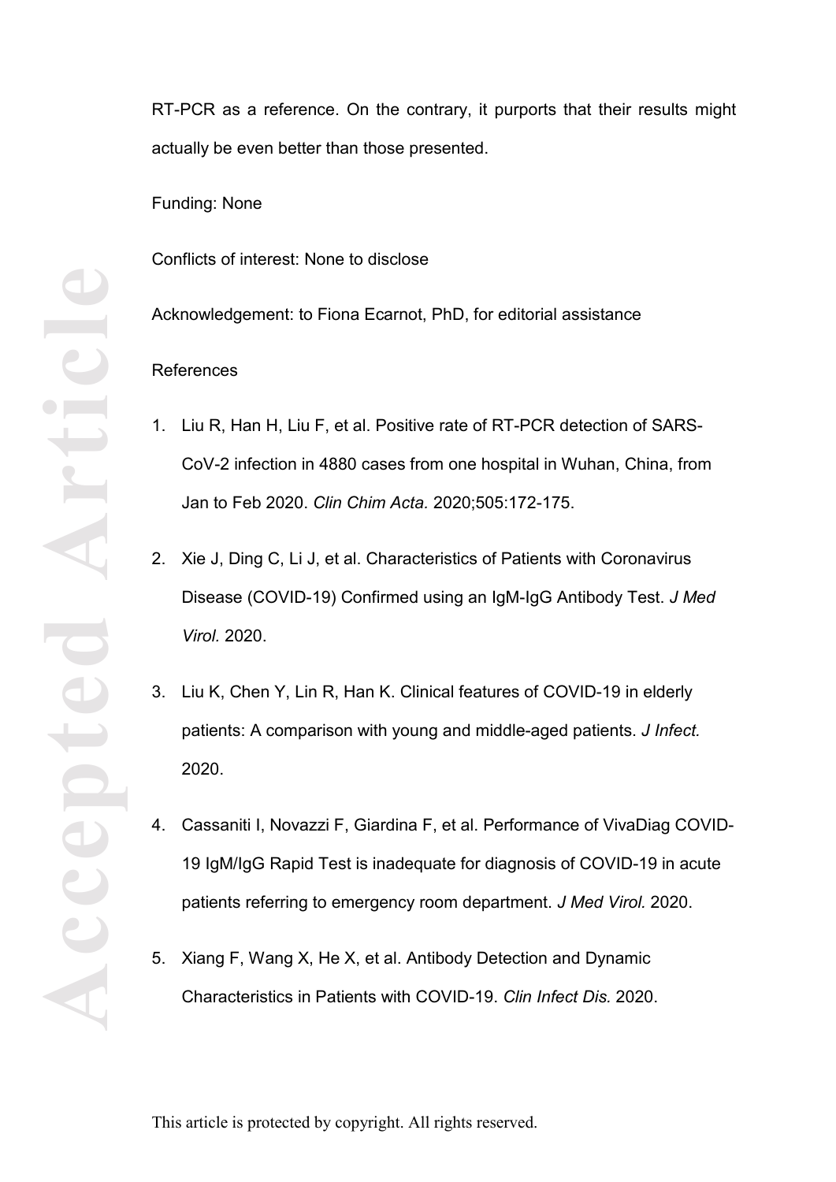RT-PCR as a reference. On the contrary, it purports that their results might actually be even better than those presented.

Funding: None

Conflicts of interest: None to disclose

Acknowledgement: to Fiona Ecarnot, PhD, for editorial assistance

References

1. Liu R, Han H, Liu F, et al. Positive rate of RT-PCR detection of SARS-CoV-2 infection in 4880 cases from one hospital in Wuhan, China, from Jan to Feb 2020. *Clin Chim Acta.* 2020;505:172-175.
2. Xie J, Ding C, Li J, et al. Characteristics of Patients with Coronavirus Disease (COVID-19) Confirmed using an IgM-IgG Antibody Test. *J Med Virol.* 2020.
3. Liu K, Chen Y, Lin R, Han K. Clinical features of COVID-19 in elderly patients: A comparison with young and middle-aged patients. *J Infect.* 2020.
4. Cassaniti I, Novazzi F, Giardina F, et al. Performance of VivaDiag COVID-19 IgM/IgG Rapid Test is inadequate for diagnosis of COVID-19 in acute patients referring to emergency room department. *J Med Virol.* 2020.
5. Xiang F, Wang X, He X, et al. Antibody Detection and Dynamic Characteristics in Patients with COVID-19. *Clin Infect Dis.* 2020.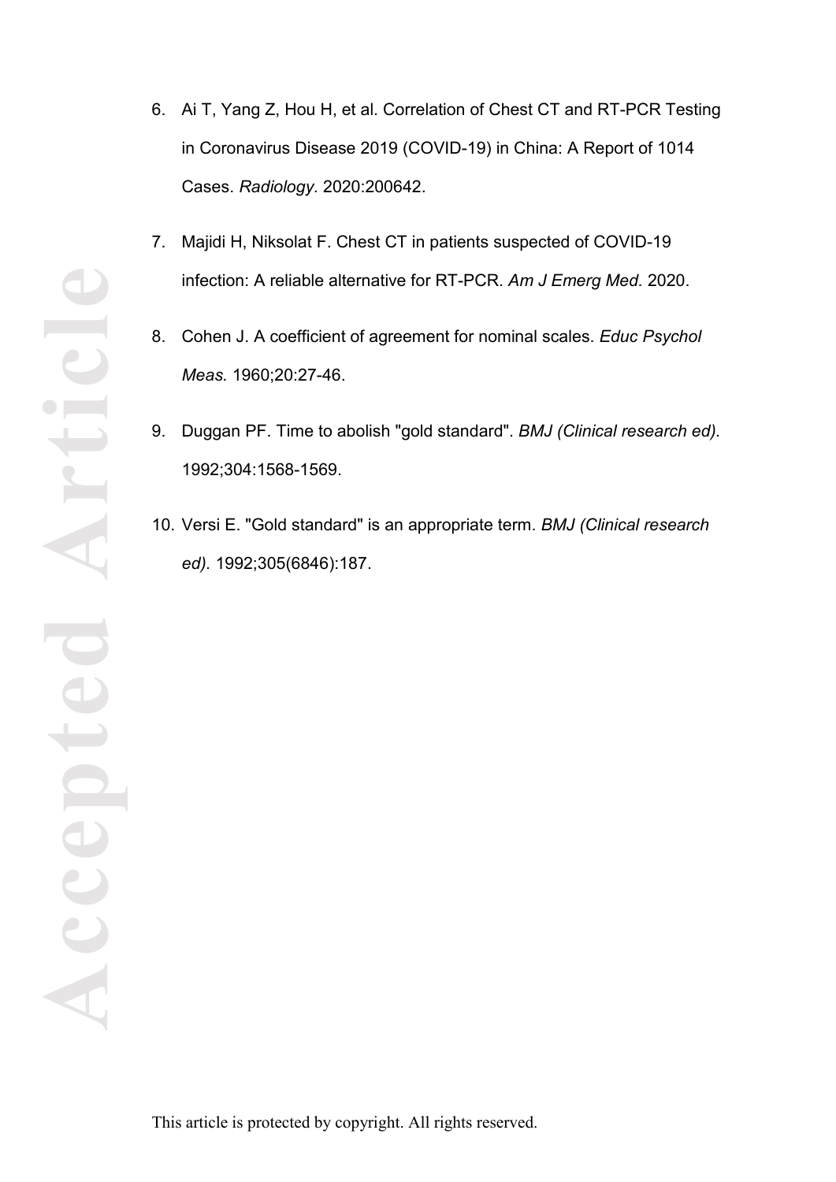6. Ai T, Yang Z, Hou H, et al. Correlation of Chest CT and RT-PCR Testing in Coronavirus Disease 2019 (COVID-19) in China: A Report of 1014 Cases. *Radiology*. 2020:200642.

7. Majidi H, Niksolat F. Chest CT in patients suspected of COVID-19 infection: A reliable alternative for RT-PCR. *Am J Emerg Med.* 2020.

8. Cohen J. A coefficient of agreement for nominal scales. *Educ Psychol Meas.* 1960;20:27-46.

9. Duggan PF. Time to abolish "gold standard". *BMJ (Clinical research ed)*. 1992;304:1568-1569.

10. Versi E. "Gold standard" is an appropriate term. *BMJ (Clinical research ed).* 1992;305(6846):187.